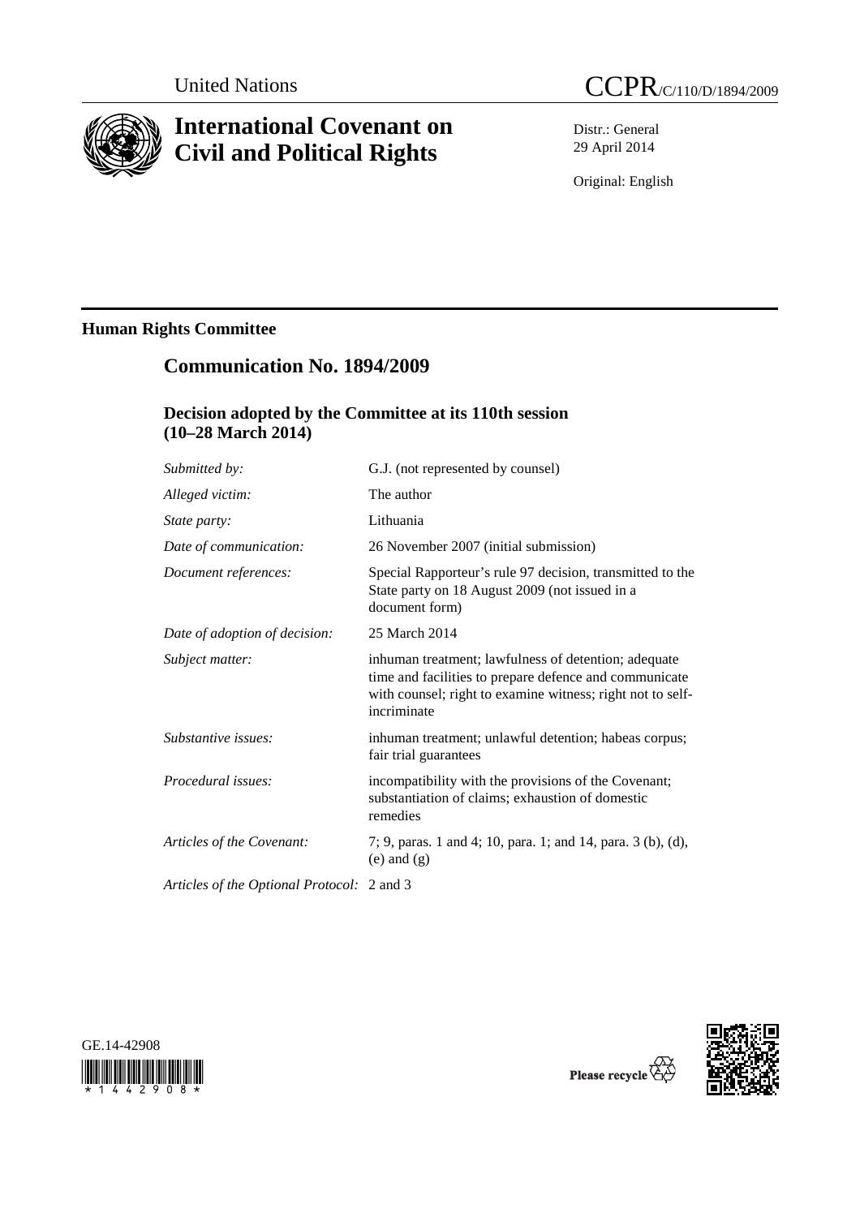United Nations

CCPR/C/110/D/1894/2009

# International Covenant on Civil and Political Rights

Distr.: General
29 April 2014

Original: English

## Human Rights Committee

## Communication No. 1894/2009

### Decision adopted by the Committee at its 110th session (10–28 March 2014)

| | |
|---|---|
| *Submitted by:* | G.J. (not represented by counsel) |
| *Alleged victim:* | The author |
| *State party:* | Lithuania |
| *Date of communication:* | 26 November 2007 (initial submission) |
| *Document references:* | Special Rapporteur's rule 97 decision, transmitted to the State party on 18 August 2009 (not issued in a document form) |
| *Date of adoption of decision:* | 25 March 2014 |
| *Subject matter:* | inhuman treatment; lawfulness of detention; adequate time and facilities to prepare defence and communicate with counsel; right to examine witness; right not to self-incriminate |
| *Substantive issues:* | inhuman treatment; unlawful detention; habeas corpus; fair trial guarantees |
| *Procedural issues:* | incompatibility with the provisions of the Covenant; substantiation of claims; exhaustion of domestic remedies |
| *Articles of the Covenant:* | 7; 9, paras. 1 and 4; 10, para. 1; and 14, para. 3 (b), (d), (e) and (g) |
| *Articles of the Optional Protocol:* | 2 and 3 |

GE.14-42908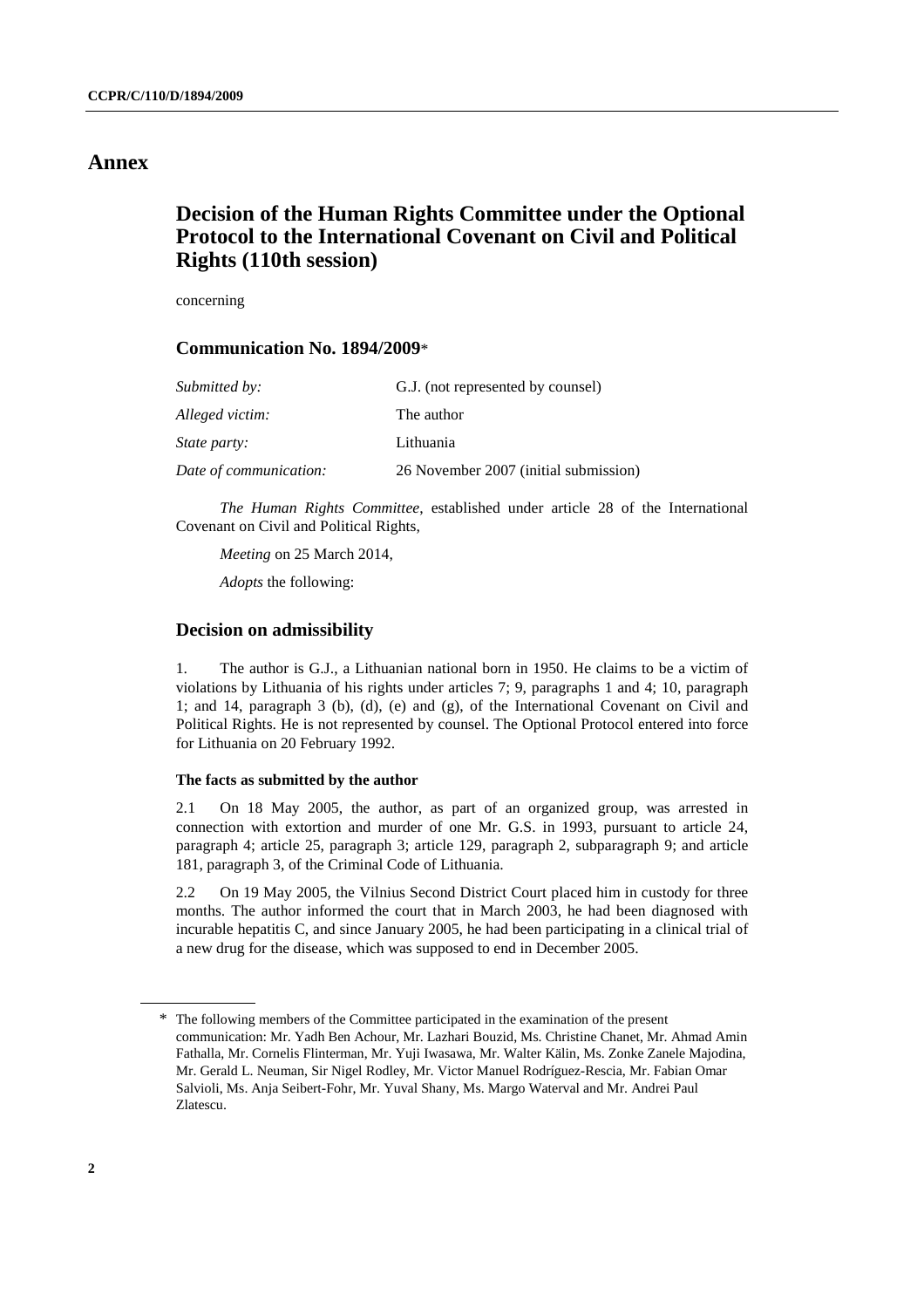# Annex

## Decision of the Human Rights Committee under the Optional Protocol to the International Covenant on Civil and Political Rights (110th session)

concerning

### Communication No. 1894/2009*

| | |
|---|---|
| *Submitted by:* | G.J. (not represented by counsel) |
| *Alleged victim:* | The author |
| *State party:* | Lithuania |
| *Date of communication:* | 26 November 2007 (initial submission) |

*The Human Rights Committee*, established under article 28 of the International Covenant on Civil and Political Rights,

*Meeting* on 25 March 2014,

*Adopts* the following:

### Decision on admissibility

1. The author is G.J., a Lithuanian national born in 1950. He claims to be a victim of violations by Lithuania of his rights under articles 7; 9, paragraphs 1 and 4; 10, paragraph 1; and 14, paragraph 3 (b), (d), (e) and (g), of the International Covenant on Civil and Political Rights. He is not represented by counsel. The Optional Protocol entered into force for Lithuania on 20 February 1992.

#### The facts as submitted by the author

2.1 On 18 May 2005, the author, as part of an organized group, was arrested in connection with extortion and murder of one Mr. G.S. in 1993, pursuant to article 24, paragraph 4; article 25, paragraph 3; article 129, paragraph 2, subparagraph 9; and article 181, paragraph 3, of the Criminal Code of Lithuania.

2.2 On 19 May 2005, the Vilnius Second District Court placed him in custody for three months. The author informed the court that in March 2003, he had been diagnosed with incurable hepatitis C, and since January 2005, he had been participating in a clinical trial of a new drug for the disease, which was supposed to end in December 2005.

---

\* The following members of the Committee participated in the examination of the present communication: Mr. Yadh Ben Achour, Mr. Lazhari Bouzid, Ms. Christine Chanet, Mr. Ahmad Amin Fathalla, Mr. Cornelis Flinterman, Mr. Yuji Iwasawa, Mr. Walter Kälin, Ms. Zonke Zanele Majodina, Mr. Gerald L. Neuman, Sir Nigel Rodley, Mr. Victor Manuel Rodríguez-Rescia, Mr. Fabian Omar Salvioli, Ms. Anja Seibert-Fohr, Mr. Yuval Shany, Ms. Margo Waterval and Mr. Andrei Paul Zlatescu.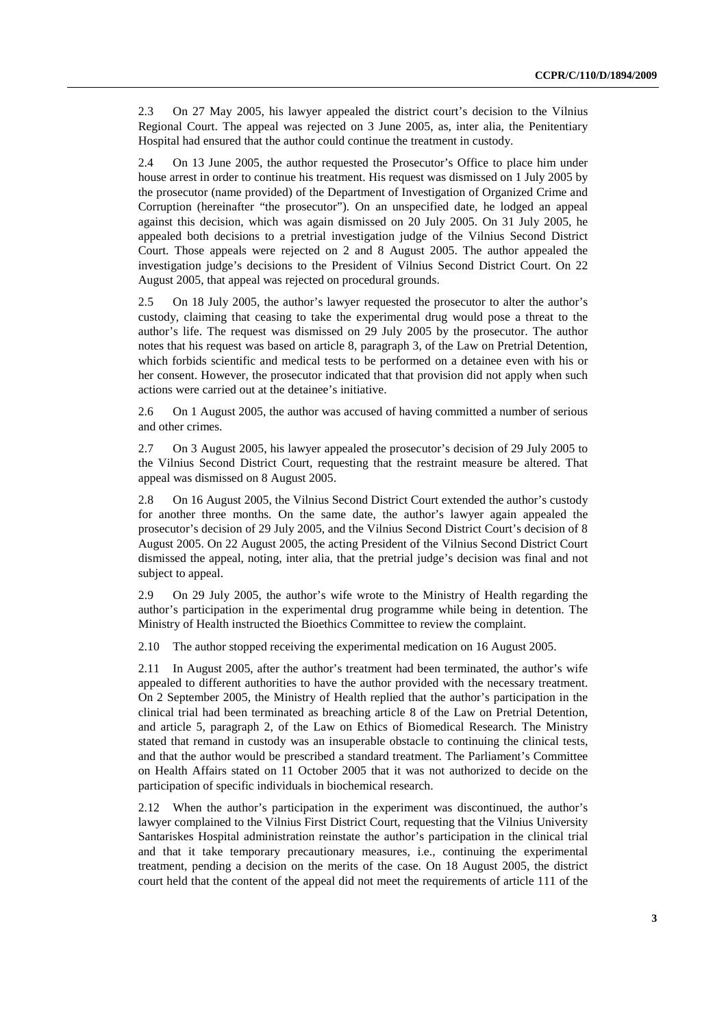2.3 On 27 May 2005, his lawyer appealed the district court's decision to the Vilnius Regional Court. The appeal was rejected on 3 June 2005, as, inter alia, the Penitentiary Hospital had ensured that the author could continue the treatment in custody.

2.4 On 13 June 2005, the author requested the Prosecutor's Office to place him under house arrest in order to continue his treatment. His request was dismissed on 1 July 2005 by the prosecutor (name provided) of the Department of Investigation of Organized Crime and Corruption (hereinafter "the prosecutor"). On an unspecified date, he lodged an appeal against this decision, which was again dismissed on 20 July 2005. On 31 July 2005, he appealed both decisions to a pretrial investigation judge of the Vilnius Second District Court. Those appeals were rejected on 2 and 8 August 2005. The author appealed the investigation judge's decisions to the President of Vilnius Second District Court. On 22 August 2005, that appeal was rejected on procedural grounds.

2.5 On 18 July 2005, the author's lawyer requested the prosecutor to alter the author's custody, claiming that ceasing to take the experimental drug would pose a threat to the author's life. The request was dismissed on 29 July 2005 by the prosecutor. The author notes that his request was based on article 8, paragraph 3, of the Law on Pretrial Detention, which forbids scientific and medical tests to be performed on a detainee even with his or her consent. However, the prosecutor indicated that that provision did not apply when such actions were carried out at the detainee's initiative.

2.6 On 1 August 2005, the author was accused of having committed a number of serious and other crimes.

2.7 On 3 August 2005, his lawyer appealed the prosecutor's decision of 29 July 2005 to the Vilnius Second District Court, requesting that the restraint measure be altered. That appeal was dismissed on 8 August 2005.

2.8 On 16 August 2005, the Vilnius Second District Court extended the author's custody for another three months. On the same date, the author's lawyer again appealed the prosecutor's decision of 29 July 2005, and the Vilnius Second District Court's decision of 8 August 2005. On 22 August 2005, the acting President of the Vilnius Second District Court dismissed the appeal, noting, inter alia, that the pretrial judge's decision was final and not subject to appeal.

2.9 On 29 July 2005, the author's wife wrote to the Ministry of Health regarding the author's participation in the experimental drug programme while being in detention. The Ministry of Health instructed the Bioethics Committee to review the complaint.

2.10 The author stopped receiving the experimental medication on 16 August 2005.

2.11 In August 2005, after the author's treatment had been terminated, the author's wife appealed to different authorities to have the author provided with the necessary treatment. On 2 September 2005, the Ministry of Health replied that the author's participation in the clinical trial had been terminated as breaching article 8 of the Law on Pretrial Detention, and article 5, paragraph 2, of the Law on Ethics of Biomedical Research. The Ministry stated that remand in custody was an insuperable obstacle to continuing the clinical tests, and that the author would be prescribed a standard treatment. The Parliament's Committee on Health Affairs stated on 11 October 2005 that it was not authorized to decide on the participation of specific individuals in biochemical research.

2.12 When the author's participation in the experiment was discontinued, the author's lawyer complained to the Vilnius First District Court, requesting that the Vilnius University Santariskes Hospital administration reinstate the author's participation in the clinical trial and that it take temporary precautionary measures, i.e., continuing the experimental treatment, pending a decision on the merits of the case. On 18 August 2005, the district court held that the content of the appeal did not meet the requirements of article 111 of the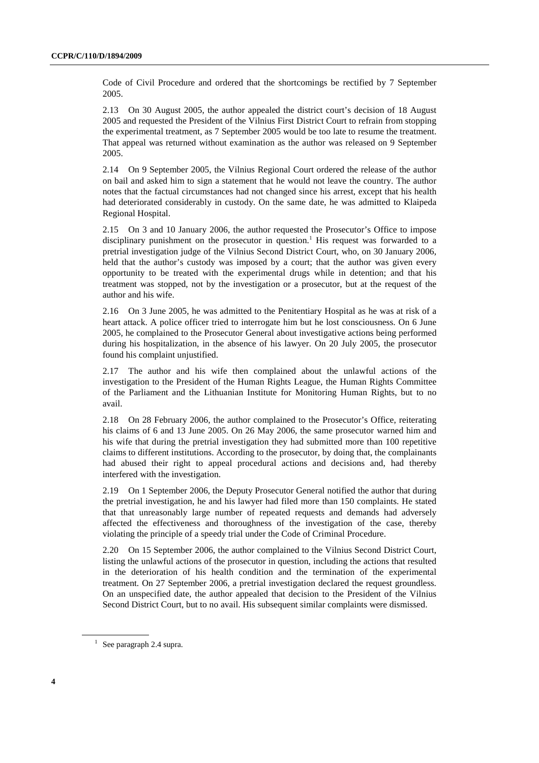Code of Civil Procedure and ordered that the shortcomings be rectified by 7 September 2005.

2.13 On 30 August 2005, the author appealed the district court's decision of 18 August 2005 and requested the President of the Vilnius First District Court to refrain from stopping the experimental treatment, as 7 September 2005 would be too late to resume the treatment. That appeal was returned without examination as the author was released on 9 September 2005.

2.14 On 9 September 2005, the Vilnius Regional Court ordered the release of the author on bail and asked him to sign a statement that he would not leave the country. The author notes that the factual circumstances had not changed since his arrest, except that his health had deteriorated considerably in custody. On the same date, he was admitted to Klaipeda Regional Hospital.

2.15 On 3 and 10 January 2006, the author requested the Prosecutor's Office to impose disciplinary punishment on the prosecutor in question.[1] His request was forwarded to a pretrial investigation judge of the Vilnius Second District Court, who, on 30 January 2006, held that the author's custody was imposed by a court; that the author was given every opportunity to be treated with the experimental drugs while in detention; and that his treatment was stopped, not by the investigation or a prosecutor, but at the request of the author and his wife.

2.16 On 3 June 2005, he was admitted to the Penitentiary Hospital as he was at risk of a heart attack. A police officer tried to interrogate him but he lost consciousness. On 6 June 2005, he complained to the Prosecutor General about investigative actions being performed during his hospitalization, in the absence of his lawyer. On 20 July 2005, the prosecutor found his complaint unjustified.

2.17 The author and his wife then complained about the unlawful actions of the investigation to the President of the Human Rights League, the Human Rights Committee of the Parliament and the Lithuanian Institute for Monitoring Human Rights, but to no avail.

2.18 On 28 February 2006, the author complained to the Prosecutor's Office, reiterating his claims of 6 and 13 June 2005. On 26 May 2006, the same prosecutor warned him and his wife that during the pretrial investigation they had submitted more than 100 repetitive claims to different institutions. According to the prosecutor, by doing that, the complainants had abused their right to appeal procedural actions and decisions and, had thereby interfered with the investigation.

2.19 On 1 September 2006, the Deputy Prosecutor General notified the author that during the pretrial investigation, he and his lawyer had filed more than 150 complaints. He stated that that unreasonably large number of repeated requests and demands had adversely affected the effectiveness and thoroughness of the investigation of the case, thereby violating the principle of a speedy trial under the Code of Criminal Procedure.

2.20 On 15 September 2006, the author complained to the Vilnius Second District Court, listing the unlawful actions of the prosecutor in question, including the actions that resulted in the deterioration of his health condition and the termination of the experimental treatment. On 27 September 2006, a pretrial investigation declared the request groundless. On an unspecified date, the author appealed that decision to the President of the Vilnius Second District Court, but to no avail. His subsequent similar complaints were dismissed.

[1] See paragraph 2.4 supra.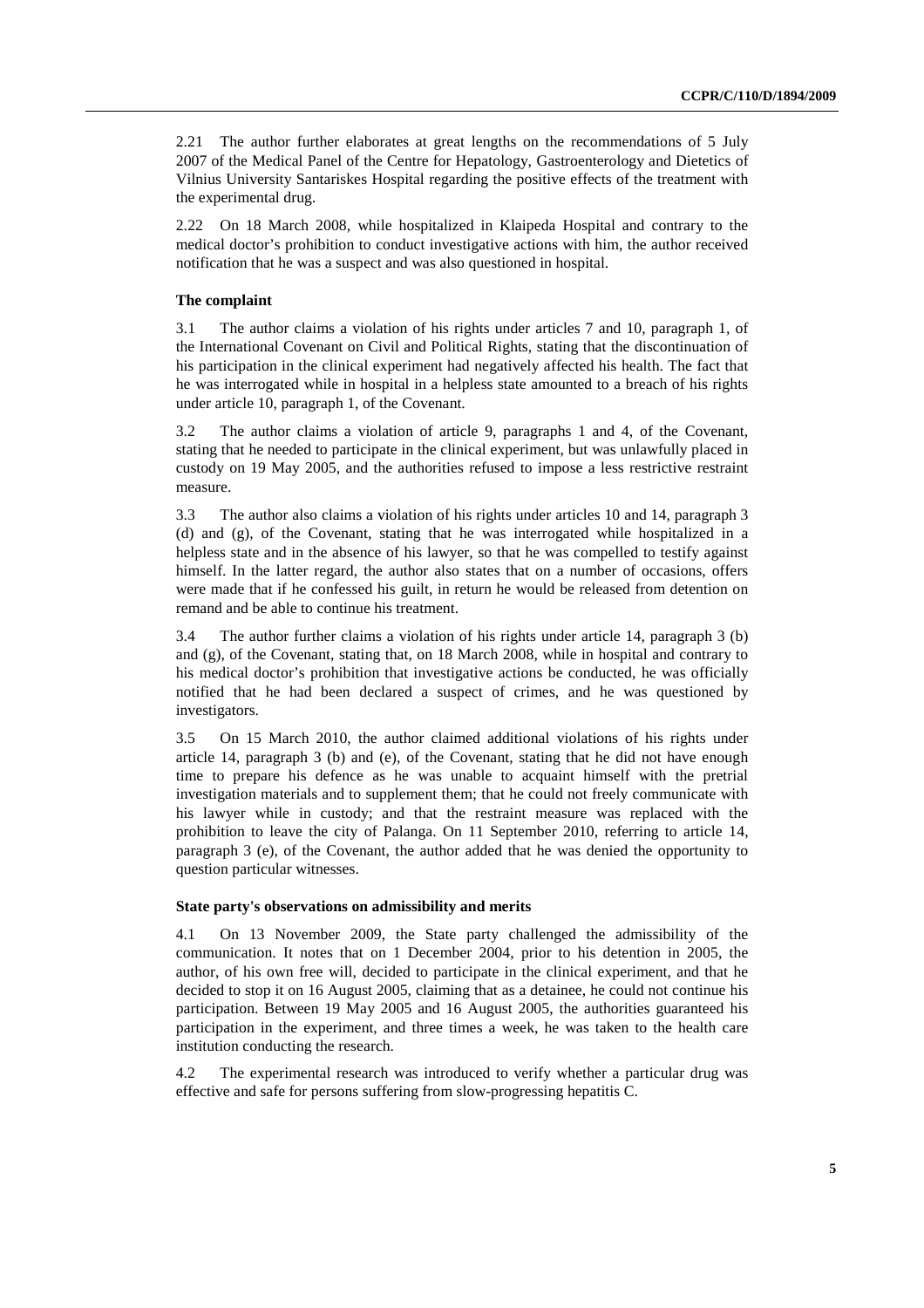2.21 The author further elaborates at great lengths on the recommendations of 5 July 2007 of the Medical Panel of the Centre for Hepatology, Gastroenterology and Dietetics of Vilnius University Santariskes Hospital regarding the positive effects of the treatment with the experimental drug.

2.22 On 18 March 2008, while hospitalized in Klaipeda Hospital and contrary to the medical doctor's prohibition to conduct investigative actions with him, the author received notification that he was a suspect and was also questioned in hospital.

### The complaint

3.1 The author claims a violation of his rights under articles 7 and 10, paragraph 1, of the International Covenant on Civil and Political Rights, stating that the discontinuation of his participation in the clinical experiment had negatively affected his health. The fact that he was interrogated while in hospital in a helpless state amounted to a breach of his rights under article 10, paragraph 1, of the Covenant.

3.2 The author claims a violation of article 9, paragraphs 1 and 4, of the Covenant, stating that he needed to participate in the clinical experiment, but was unlawfully placed in custody on 19 May 2005, and the authorities refused to impose a less restrictive restraint measure.

3.3 The author also claims a violation of his rights under articles 10 and 14, paragraph 3 (d) and (g), of the Covenant, stating that he was interrogated while hospitalized in a helpless state and in the absence of his lawyer, so that he was compelled to testify against himself. In the latter regard, the author also states that on a number of occasions, offers were made that if he confessed his guilt, in return he would be released from detention on remand and be able to continue his treatment.

3.4 The author further claims a violation of his rights under article 14, paragraph 3 (b) and (g), of the Covenant, stating that, on 18 March 2008, while in hospital and contrary to his medical doctor's prohibition that investigative actions be conducted, he was officially notified that he had been declared a suspect of crimes, and he was questioned by investigators.

3.5 On 15 March 2010, the author claimed additional violations of his rights under article 14, paragraph 3 (b) and (e), of the Covenant, stating that he did not have enough time to prepare his defence as he was unable to acquaint himself with the pretrial investigation materials and to supplement them; that he could not freely communicate with his lawyer while in custody; and that the restraint measure was replaced with the prohibition to leave the city of Palanga. On 11 September 2010, referring to article 14, paragraph 3 (e), of the Covenant, the author added that he was denied the opportunity to question particular witnesses.

### State party's observations on admissibility and merits

4.1 On 13 November 2009, the State party challenged the admissibility of the communication. It notes that on 1 December 2004, prior to his detention in 2005, the author, of his own free will, decided to participate in the clinical experiment, and that he decided to stop it on 16 August 2005, claiming that as a detainee, he could not continue his participation. Between 19 May 2005 and 16 August 2005, the authorities guaranteed his participation in the experiment, and three times a week, he was taken to the health care institution conducting the research.

4.2 The experimental research was introduced to verify whether a particular drug was effective and safe for persons suffering from slow-progressing hepatitis C.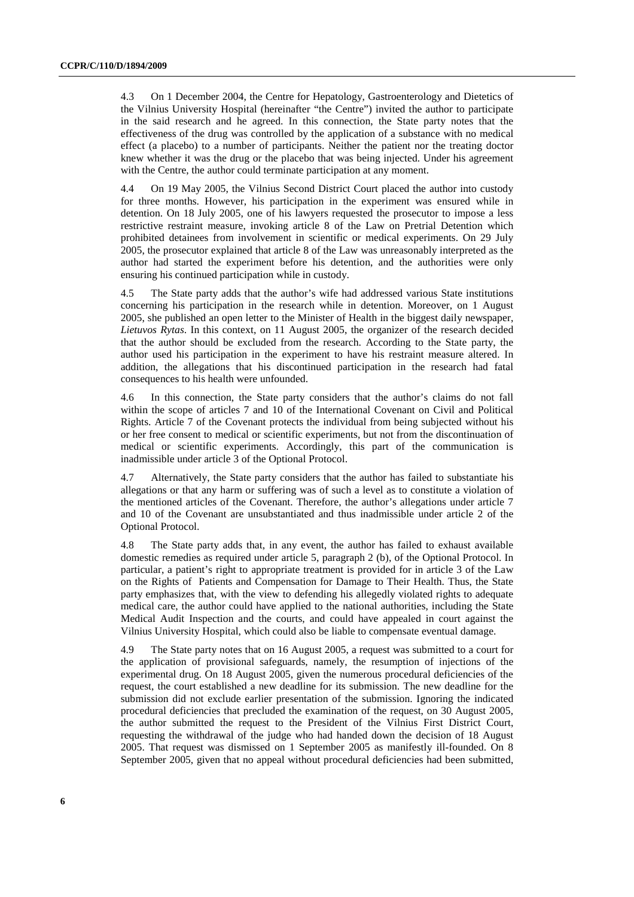4.3 On 1 December 2004, the Centre for Hepatology, Gastroenterology and Dietetics of the Vilnius University Hospital (hereinafter "the Centre") invited the author to participate in the said research and he agreed. In this connection, the State party notes that the effectiveness of the drug was controlled by the application of a substance with no medical effect (a placebo) to a number of participants. Neither the patient nor the treating doctor knew whether it was the drug or the placebo that was being injected. Under his agreement with the Centre, the author could terminate participation at any moment.

4.4 On 19 May 2005, the Vilnius Second District Court placed the author into custody for three months. However, his participation in the experiment was ensured while in detention. On 18 July 2005, one of his lawyers requested the prosecutor to impose a less restrictive restraint measure, invoking article 8 of the Law on Pretrial Detention which prohibited detainees from involvement in scientific or medical experiments. On 29 July 2005, the prosecutor explained that article 8 of the Law was unreasonably interpreted as the author had started the experiment before his detention, and the authorities were only ensuring his continued participation while in custody.

4.5 The State party adds that the author's wife had addressed various State institutions concerning his participation in the research while in detention. Moreover, on 1 August 2005, she published an open letter to the Minister of Health in the biggest daily newspaper, *Lietuvos Rytas*. In this context, on 11 August 2005, the organizer of the research decided that the author should be excluded from the research. According to the State party, the author used his participation in the experiment to have his restraint measure altered. In addition, the allegations that his discontinued participation in the research had fatal consequences to his health were unfounded.

4.6 In this connection, the State party considers that the author's claims do not fall within the scope of articles 7 and 10 of the International Covenant on Civil and Political Rights. Article 7 of the Covenant protects the individual from being subjected without his or her free consent to medical or scientific experiments, but not from the discontinuation of medical or scientific experiments. Accordingly, this part of the communication is inadmissible under article 3 of the Optional Protocol.

4.7 Alternatively, the State party considers that the author has failed to substantiate his allegations or that any harm or suffering was of such a level as to constitute a violation of the mentioned articles of the Covenant. Therefore, the author's allegations under article 7 and 10 of the Covenant are unsubstantiated and thus inadmissible under article 2 of the Optional Protocol.

4.8 The State party adds that, in any event, the author has failed to exhaust available domestic remedies as required under article 5, paragraph 2 (b), of the Optional Protocol. In particular, a patient's right to appropriate treatment is provided for in article 3 of the Law on the Rights of Patients and Compensation for Damage to Their Health. Thus, the State party emphasizes that, with the view to defending his allegedly violated rights to adequate medical care, the author could have applied to the national authorities, including the State Medical Audit Inspection and the courts, and could have appealed in court against the Vilnius University Hospital, which could also be liable to compensate eventual damage.

4.9 The State party notes that on 16 August 2005, a request was submitted to a court for the application of provisional safeguards, namely, the resumption of injections of the experimental drug. On 18 August 2005, given the numerous procedural deficiencies of the request, the court established a new deadline for its submission. The new deadline for the submission did not exclude earlier presentation of the submission. Ignoring the indicated procedural deficiencies that precluded the examination of the request, on 30 August 2005, the author submitted the request to the President of the Vilnius First District Court, requesting the withdrawal of the judge who had handed down the decision of 18 August 2005. That request was dismissed on 1 September 2005 as manifestly ill-founded. On 8 September 2005, given that no appeal without procedural deficiencies had been submitted,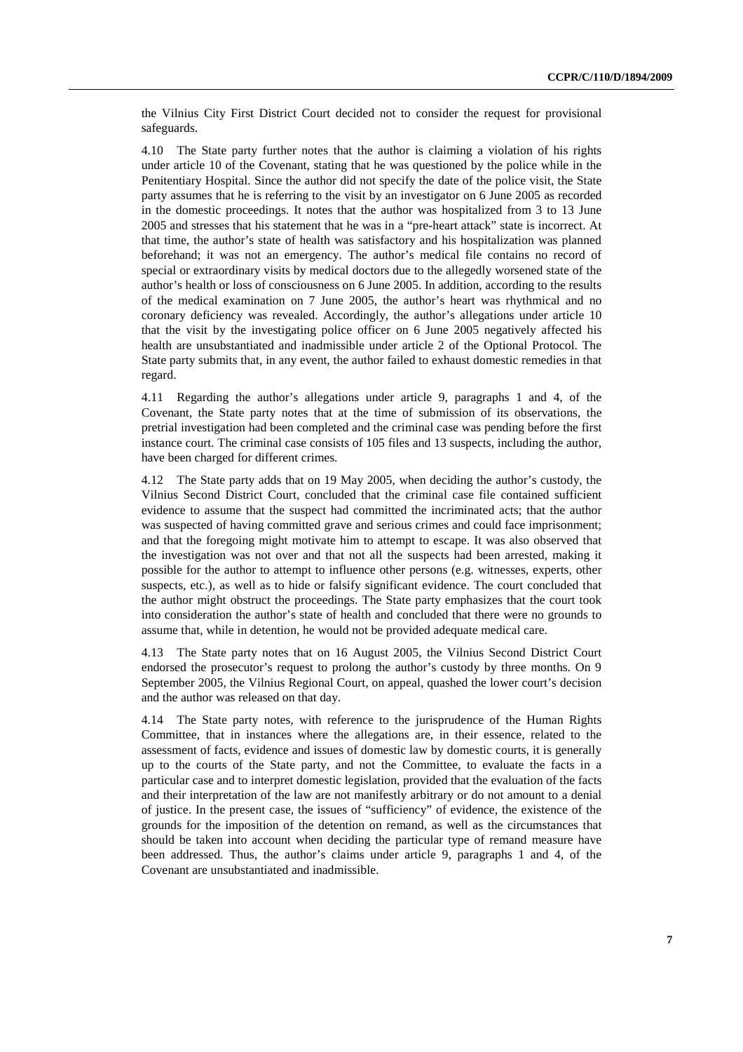the Vilnius City First District Court decided not to consider the request for provisional safeguards.

4.10 The State party further notes that the author is claiming a violation of his rights under article 10 of the Covenant, stating that he was questioned by the police while in the Penitentiary Hospital. Since the author did not specify the date of the police visit, the State party assumes that he is referring to the visit by an investigator on 6 June 2005 as recorded in the domestic proceedings. It notes that the author was hospitalized from 3 to 13 June 2005 and stresses that his statement that he was in a "pre-heart attack" state is incorrect. At that time, the author's state of health was satisfactory and his hospitalization was planned beforehand; it was not an emergency. The author's medical file contains no record of special or extraordinary visits by medical doctors due to the allegedly worsened state of the author's health or loss of consciousness on 6 June 2005. In addition, according to the results of the medical examination on 7 June 2005, the author's heart was rhythmical and no coronary deficiency was revealed. Accordingly, the author's allegations under article 10 that the visit by the investigating police officer on 6 June 2005 negatively affected his health are unsubstantiated and inadmissible under article 2 of the Optional Protocol. The State party submits that, in any event, the author failed to exhaust domestic remedies in that regard.

4.11 Regarding the author's allegations under article 9, paragraphs 1 and 4, of the Covenant, the State party notes that at the time of submission of its observations, the pretrial investigation had been completed and the criminal case was pending before the first instance court. The criminal case consists of 105 files and 13 suspects, including the author, have been charged for different crimes.

4.12 The State party adds that on 19 May 2005, when deciding the author's custody, the Vilnius Second District Court, concluded that the criminal case file contained sufficient evidence to assume that the suspect had committed the incriminated acts; that the author was suspected of having committed grave and serious crimes and could face imprisonment; and that the foregoing might motivate him to attempt to escape. It was also observed that the investigation was not over and that not all the suspects had been arrested, making it possible for the author to attempt to influence other persons (e.g. witnesses, experts, other suspects, etc.), as well as to hide or falsify significant evidence. The court concluded that the author might obstruct the proceedings. The State party emphasizes that the court took into consideration the author's state of health and concluded that there were no grounds to assume that, while in detention, he would not be provided adequate medical care.

4.13 The State party notes that on 16 August 2005, the Vilnius Second District Court endorsed the prosecutor's request to prolong the author's custody by three months. On 9 September 2005, the Vilnius Regional Court, on appeal, quashed the lower court's decision and the author was released on that day.

4.14 The State party notes, with reference to the jurisprudence of the Human Rights Committee, that in instances where the allegations are, in their essence, related to the assessment of facts, evidence and issues of domestic law by domestic courts, it is generally up to the courts of the State party, and not the Committee, to evaluate the facts in a particular case and to interpret domestic legislation, provided that the evaluation of the facts and their interpretation of the law are not manifestly arbitrary or do not amount to a denial of justice. In the present case, the issues of "sufficiency" of evidence, the existence of the grounds for the imposition of the detention on remand, as well as the circumstances that should be taken into account when deciding the particular type of remand measure have been addressed. Thus, the author's claims under article 9, paragraphs 1 and 4, of the Covenant are unsubstantiated and inadmissible.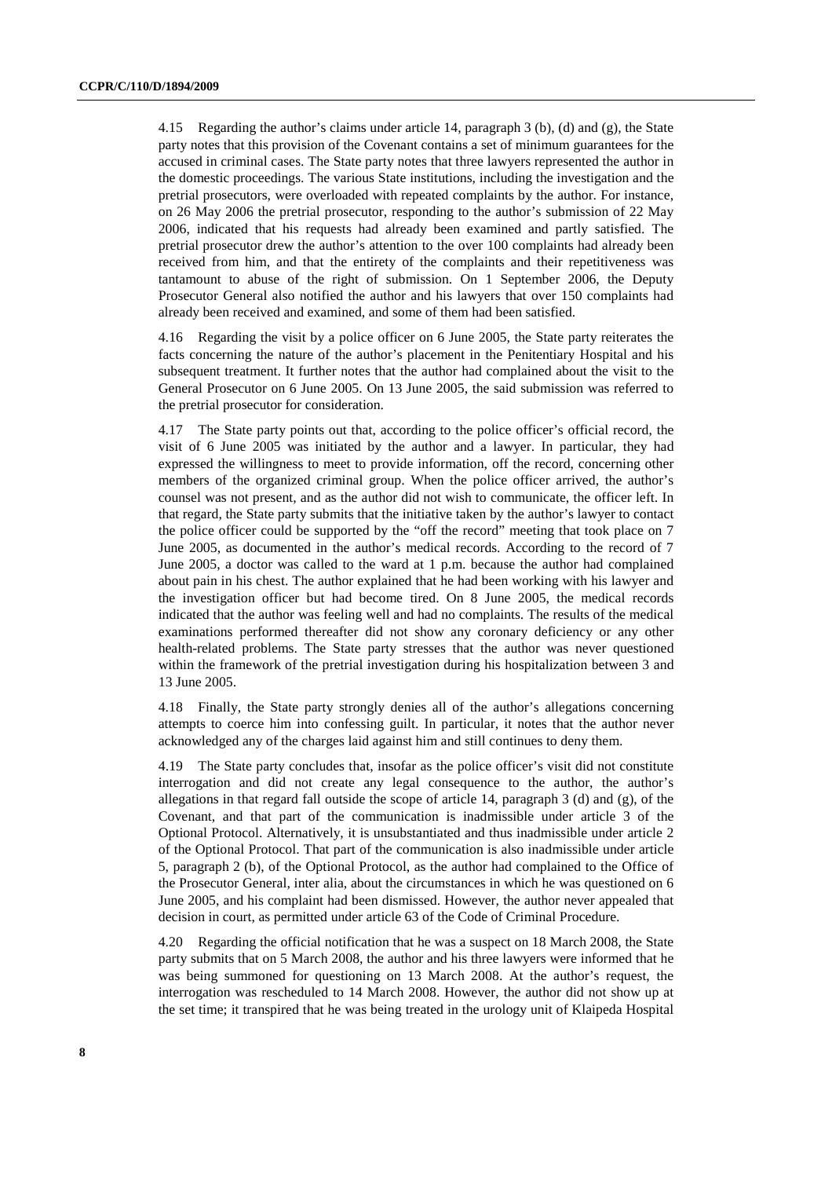4.15 Regarding the author's claims under article 14, paragraph 3 (b), (d) and (g), the State party notes that this provision of the Covenant contains a set of minimum guarantees for the accused in criminal cases. The State party notes that three lawyers represented the author in the domestic proceedings. The various State institutions, including the investigation and the pretrial prosecutors, were overloaded with repeated complaints by the author. For instance, on 26 May 2006 the pretrial prosecutor, responding to the author's submission of 22 May 2006, indicated that his requests had already been examined and partly satisfied. The pretrial prosecutor drew the author's attention to the over 100 complaints had already been received from him, and that the entirety of the complaints and their repetitiveness was tantamount to abuse of the right of submission. On 1 September 2006, the Deputy Prosecutor General also notified the author and his lawyers that over 150 complaints had already been received and examined, and some of them had been satisfied.

4.16 Regarding the visit by a police officer on 6 June 2005, the State party reiterates the facts concerning the nature of the author's placement in the Penitentiary Hospital and his subsequent treatment. It further notes that the author had complained about the visit to the General Prosecutor on 6 June 2005. On 13 June 2005, the said submission was referred to the pretrial prosecutor for consideration.

4.17 The State party points out that, according to the police officer's official record, the visit of 6 June 2005 was initiated by the author and a lawyer. In particular, they had expressed the willingness to meet to provide information, off the record, concerning other members of the organized criminal group. When the police officer arrived, the author's counsel was not present, and as the author did not wish to communicate, the officer left. In that regard, the State party submits that the initiative taken by the author's lawyer to contact the police officer could be supported by the "off the record" meeting that took place on 7 June 2005, as documented in the author's medical records. According to the record of 7 June 2005, a doctor was called to the ward at 1 p.m. because the author had complained about pain in his chest. The author explained that he had been working with his lawyer and the investigation officer but had become tired. On 8 June 2005, the medical records indicated that the author was feeling well and had no complaints. The results of the medical examinations performed thereafter did not show any coronary deficiency or any other health-related problems. The State party stresses that the author was never questioned within the framework of the pretrial investigation during his hospitalization between 3 and 13 June 2005.

4.18 Finally, the State party strongly denies all of the author's allegations concerning attempts to coerce him into confessing guilt. In particular, it notes that the author never acknowledged any of the charges laid against him and still continues to deny them.

4.19 The State party concludes that, insofar as the police officer's visit did not constitute interrogation and did not create any legal consequence to the author, the author's allegations in that regard fall outside the scope of article 14, paragraph 3 (d) and (g), of the Covenant, and that part of the communication is inadmissible under article 3 of the Optional Protocol. Alternatively, it is unsubstantiated and thus inadmissible under article 2 of the Optional Protocol. That part of the communication is also inadmissible under article 5, paragraph 2 (b), of the Optional Protocol, as the author had complained to the Office of the Prosecutor General, inter alia, about the circumstances in which he was questioned on 6 June 2005, and his complaint had been dismissed. However, the author never appealed that decision in court, as permitted under article 63 of the Code of Criminal Procedure.

4.20 Regarding the official notification that he was a suspect on 18 March 2008, the State party submits that on 5 March 2008, the author and his three lawyers were informed that he was being summoned for questioning on 13 March 2008. At the author's request, the interrogation was rescheduled to 14 March 2008. However, the author did not show up at the set time; it transpired that he was being treated in the urology unit of Klaipeda Hospital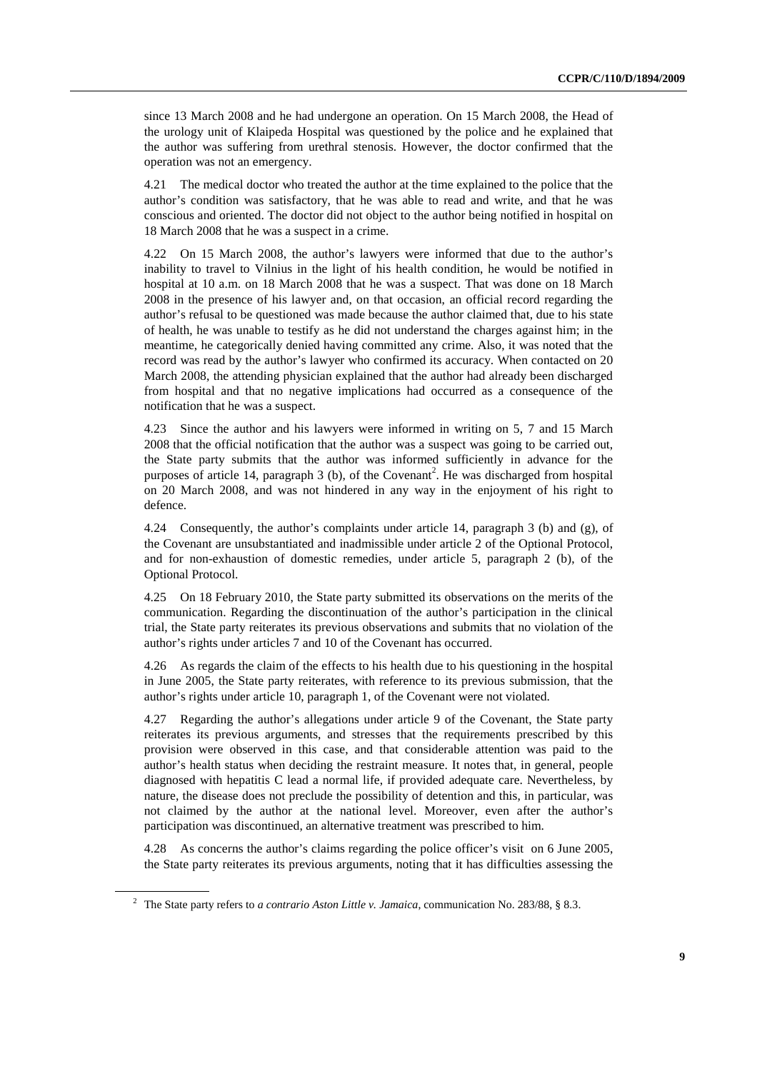since 13 March 2008 and he had undergone an operation. On 15 March 2008, the Head of the urology unit of Klaipeda Hospital was questioned by the police and he explained that the author was suffering from urethral stenosis. However, the doctor confirmed that the operation was not an emergency.

4.21 The medical doctor who treated the author at the time explained to the police that the author's condition was satisfactory, that he was able to read and write, and that he was conscious and oriented. The doctor did not object to the author being notified in hospital on 18 March 2008 that he was a suspect in a crime.

4.22 On 15 March 2008, the author's lawyers were informed that due to the author's inability to travel to Vilnius in the light of his health condition, he would be notified in hospital at 10 a.m. on 18 March 2008 that he was a suspect. That was done on 18 March 2008 in the presence of his lawyer and, on that occasion, an official record regarding the author's refusal to be questioned was made because the author claimed that, due to his state of health, he was unable to testify as he did not understand the charges against him; in the meantime, he categorically denied having committed any crime. Also, it was noted that the record was read by the author's lawyer who confirmed its accuracy. When contacted on 20 March 2008, the attending physician explained that the author had already been discharged from hospital and that no negative implications had occurred as a consequence of the notification that he was a suspect.

4.23 Since the author and his lawyers were informed in writing on 5, 7 and 15 March 2008 that the official notification that the author was a suspect was going to be carried out, the State party submits that the author was informed sufficiently in advance for the purposes of article 14, paragraph 3 (b), of the Covenant[2]. He was discharged from hospital on 20 March 2008, and was not hindered in any way in the enjoyment of his right to defence.

4.24 Consequently, the author's complaints under article 14, paragraph 3 (b) and (g), of the Covenant are unsubstantiated and inadmissible under article 2 of the Optional Protocol, and for non-exhaustion of domestic remedies, under article 5, paragraph 2 (b), of the Optional Protocol.

4.25 On 18 February 2010, the State party submitted its observations on the merits of the communication. Regarding the discontinuation of the author's participation in the clinical trial, the State party reiterates its previous observations and submits that no violation of the author's rights under articles 7 and 10 of the Covenant has occurred.

4.26 As regards the claim of the effects to his health due to his questioning in the hospital in June 2005, the State party reiterates, with reference to its previous submission, that the author's rights under article 10, paragraph 1, of the Covenant were not violated.

4.27 Regarding the author's allegations under article 9 of the Covenant, the State party reiterates its previous arguments, and stresses that the requirements prescribed by this provision were observed in this case, and that considerable attention was paid to the author's health status when deciding the restraint measure. It notes that, in general, people diagnosed with hepatitis C lead a normal life, if provided adequate care. Nevertheless, by nature, the disease does not preclude the possibility of detention and this, in particular, was not claimed by the author at the national level. Moreover, even after the author's participation was discontinued, an alternative treatment was prescribed to him.

4.28 As concerns the author's claims regarding the police officer's visit on 6 June 2005, the State party reiterates its previous arguments, noting that it has difficulties assessing the

---

[2] The State party refers to *a contrario Aston Little v. Jamaica*, communication No. 283/88, § 8.3.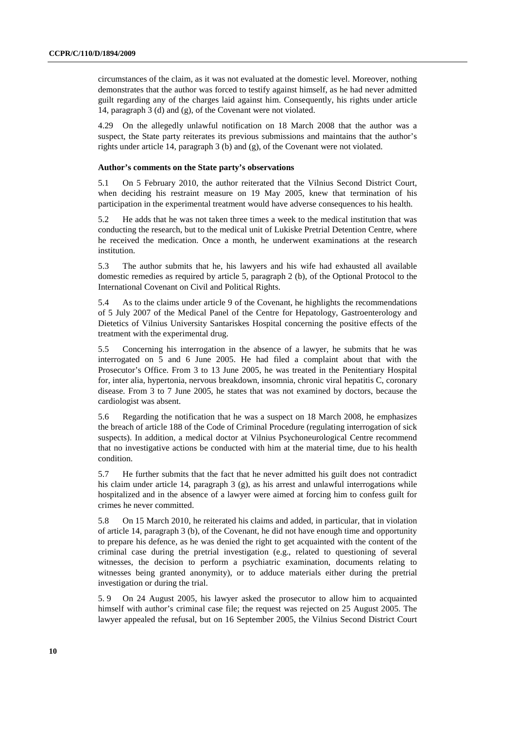circumstances of the claim, as it was not evaluated at the domestic level. Moreover, nothing demonstrates that the author was forced to testify against himself, as he had never admitted guilt regarding any of the charges laid against him. Consequently, his rights under article 14, paragraph 3 (d) and (g), of the Covenant were not violated.

4.29 On the allegedly unlawful notification on 18 March 2008 that the author was a suspect, the State party reiterates its previous submissions and maintains that the author's rights under article 14, paragraph 3 (b) and (g), of the Covenant were not violated.

### Author's comments on the State party's observations

5.1 On 5 February 2010, the author reiterated that the Vilnius Second District Court, when deciding his restraint measure on 19 May 2005, knew that termination of his participation in the experimental treatment would have adverse consequences to his health.

5.2 He adds that he was not taken three times a week to the medical institution that was conducting the research, but to the medical unit of Lukiske Pretrial Detention Centre, where he received the medication. Once a month, he underwent examinations at the research institution.

5.3 The author submits that he, his lawyers and his wife had exhausted all available domestic remedies as required by article 5, paragraph 2 (b), of the Optional Protocol to the International Covenant on Civil and Political Rights.

5.4 As to the claims under article 9 of the Covenant, he highlights the recommendations of 5 July 2007 of the Medical Panel of the Centre for Hepatology, Gastroenterology and Dietetics of Vilnius University Santariskes Hospital concerning the positive effects of the treatment with the experimental drug.

5.5 Concerning his interrogation in the absence of a lawyer, he submits that he was interrogated on 5 and 6 June 2005. He had filed a complaint about that with the Prosecutor's Office. From 3 to 13 June 2005, he was treated in the Penitentiary Hospital for, inter alia, hypertonia, nervous breakdown, insomnia, chronic viral hepatitis C, coronary disease. From 3 to 7 June 2005, he states that was not examined by doctors, because the cardiologist was absent.

5.6 Regarding the notification that he was a suspect on 18 March 2008, he emphasizes the breach of article 188 of the Code of Criminal Procedure (regulating interrogation of sick suspects). In addition, a medical doctor at Vilnius Psychoneurological Centre recommend that no investigative actions be conducted with him at the material time, due to his health condition.

5.7 He further submits that the fact that he never admitted his guilt does not contradict his claim under article 14, paragraph 3 (g), as his arrest and unlawful interrogations while hospitalized and in the absence of a lawyer were aimed at forcing him to confess guilt for crimes he never committed.

5.8 On 15 March 2010, he reiterated his claims and added, in particular, that in violation of article 14, paragraph 3 (b), of the Covenant, he did not have enough time and opportunity to prepare his defence, as he was denied the right to get acquainted with the content of the criminal case during the pretrial investigation (e.g., related to questioning of several witnesses, the decision to perform a psychiatric examination, documents relating to witnesses being granted anonymity), or to adduce materials either during the pretrial investigation or during the trial.

5.9 On 24 August 2005, his lawyer asked the prosecutor to allow him to acquainted himself with author's criminal case file; the request was rejected on 25 August 2005. The lawyer appealed the refusal, but on 16 September 2005, the Vilnius Second District Court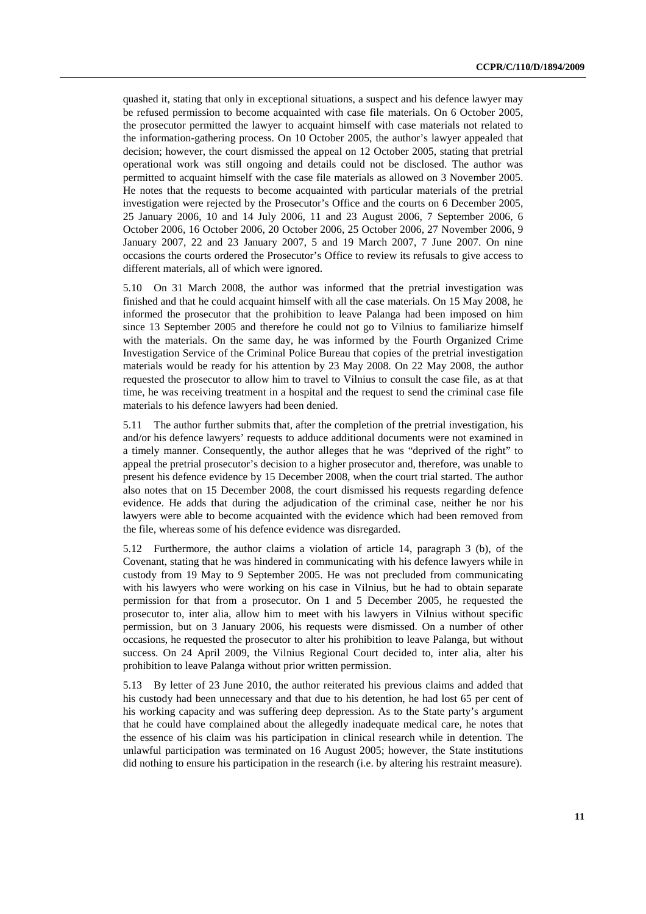quashed it, stating that only in exceptional situations, a suspect and his defence lawyer may be refused permission to become acquainted with case file materials. On 6 October 2005, the prosecutor permitted the lawyer to acquaint himself with case materials not related to the information-gathering process. On 10 October 2005, the author's lawyer appealed that decision; however, the court dismissed the appeal on 12 October 2005, stating that pretrial operational work was still ongoing and details could not be disclosed. The author was permitted to acquaint himself with the case file materials as allowed on 3 November 2005. He notes that the requests to become acquainted with particular materials of the pretrial investigation were rejected by the Prosecutor's Office and the courts on 6 December 2005, 25 January 2006, 10 and 14 July 2006, 11 and 23 August 2006, 7 September 2006, 6 October 2006, 16 October 2006, 20 October 2006, 25 October 2006, 27 November 2006, 9 January 2007, 22 and 23 January 2007, 5 and 19 March 2007, 7 June 2007. On nine occasions the courts ordered the Prosecutor's Office to review its refusals to give access to different materials, all of which were ignored.

5.10 On 31 March 2008, the author was informed that the pretrial investigation was finished and that he could acquaint himself with all the case materials. On 15 May 2008, he informed the prosecutor that the prohibition to leave Palanga had been imposed on him since 13 September 2005 and therefore he could not go to Vilnius to familiarize himself with the materials. On the same day, he was informed by the Fourth Organized Crime Investigation Service of the Criminal Police Bureau that copies of the pretrial investigation materials would be ready for his attention by 23 May 2008. On 22 May 2008, the author requested the prosecutor to allow him to travel to Vilnius to consult the case file, as at that time, he was receiving treatment in a hospital and the request to send the criminal case file materials to his defence lawyers had been denied.

5.11 The author further submits that, after the completion of the pretrial investigation, his and/or his defence lawyers' requests to adduce additional documents were not examined in a timely manner. Consequently, the author alleges that he was "deprived of the right" to appeal the pretrial prosecutor's decision to a higher prosecutor and, therefore, was unable to present his defence evidence by 15 December 2008, when the court trial started. The author also notes that on 15 December 2008, the court dismissed his requests regarding defence evidence. He adds that during the adjudication of the criminal case, neither he nor his lawyers were able to become acquainted with the evidence which had been removed from the file, whereas some of his defence evidence was disregarded.

5.12 Furthermore, the author claims a violation of article 14, paragraph 3 (b), of the Covenant, stating that he was hindered in communicating with his defence lawyers while in custody from 19 May to 9 September 2005. He was not precluded from communicating with his lawyers who were working on his case in Vilnius, but he had to obtain separate permission for that from a prosecutor. On 1 and 5 December 2005, he requested the prosecutor to, inter alia, allow him to meet with his lawyers in Vilnius without specific permission, but on 3 January 2006, his requests were dismissed. On a number of other occasions, he requested the prosecutor to alter his prohibition to leave Palanga, but without success. On 24 April 2009, the Vilnius Regional Court decided to, inter alia, alter his prohibition to leave Palanga without prior written permission.

5.13 By letter of 23 June 2010, the author reiterated his previous claims and added that his custody had been unnecessary and that due to his detention, he had lost 65 per cent of his working capacity and was suffering deep depression. As to the State party's argument that he could have complained about the allegedly inadequate medical care, he notes that the essence of his claim was his participation in clinical research while in detention. The unlawful participation was terminated on 16 August 2005; however, the State institutions did nothing to ensure his participation in the research (i.e. by altering his restraint measure).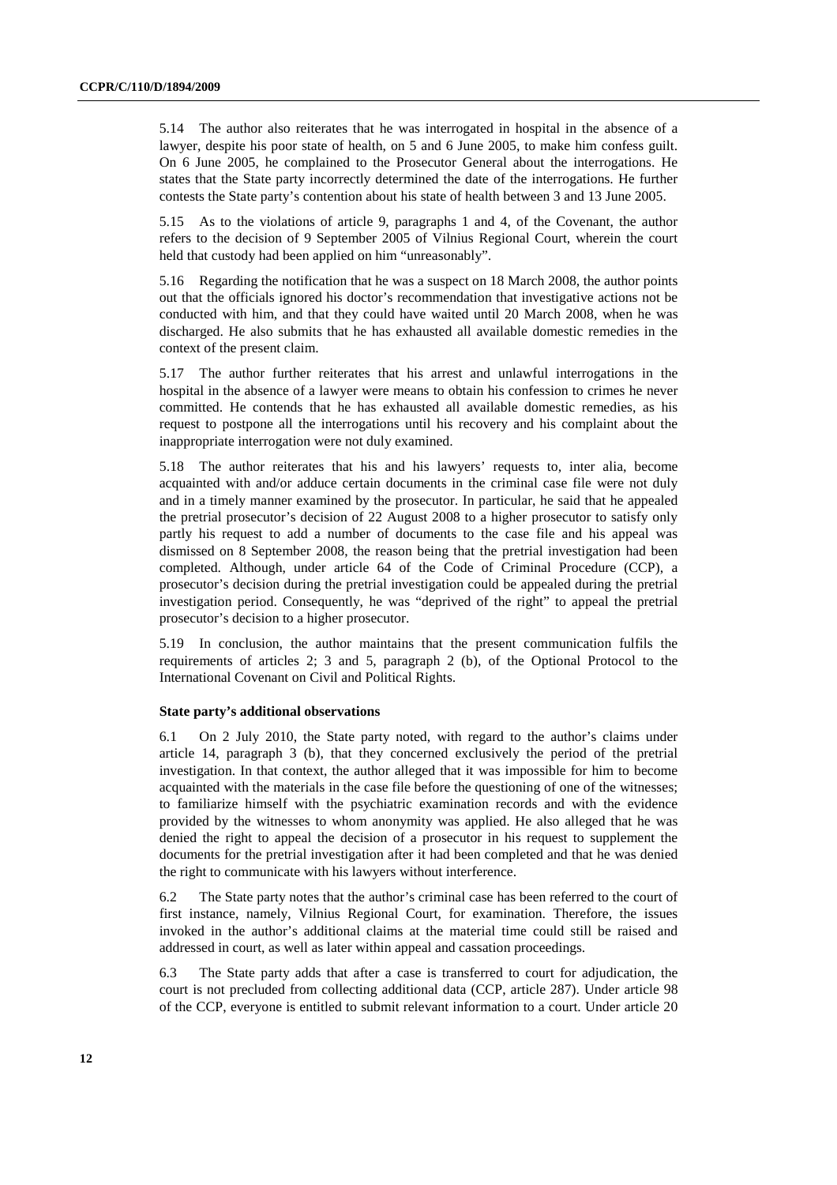5.14 The author also reiterates that he was interrogated in hospital in the absence of a lawyer, despite his poor state of health, on 5 and 6 June 2005, to make him confess guilt. On 6 June 2005, he complained to the Prosecutor General about the interrogations. He states that the State party incorrectly determined the date of the interrogations. He further contests the State party's contention about his state of health between 3 and 13 June 2005.

5.15 As to the violations of article 9, paragraphs 1 and 4, of the Covenant, the author refers to the decision of 9 September 2005 of Vilnius Regional Court, wherein the court held that custody had been applied on him "unreasonably".

5.16 Regarding the notification that he was a suspect on 18 March 2008, the author points out that the officials ignored his doctor's recommendation that investigative actions not be conducted with him, and that they could have waited until 20 March 2008, when he was discharged. He also submits that he has exhausted all available domestic remedies in the context of the present claim.

5.17 The author further reiterates that his arrest and unlawful interrogations in the hospital in the absence of a lawyer were means to obtain his confession to crimes he never committed. He contends that he has exhausted all available domestic remedies, as his request to postpone all the interrogations until his recovery and his complaint about the inappropriate interrogation were not duly examined.

5.18 The author reiterates that his and his lawyers' requests to, inter alia, become acquainted with and/or adduce certain documents in the criminal case file were not duly and in a timely manner examined by the prosecutor. In particular, he said that he appealed the pretrial prosecutor's decision of 22 August 2008 to a higher prosecutor to satisfy only partly his request to add a number of documents to the case file and his appeal was dismissed on 8 September 2008, the reason being that the pretrial investigation had been completed. Although, under article 64 of the Code of Criminal Procedure (CCP), a prosecutor's decision during the pretrial investigation could be appealed during the pretrial investigation period. Consequently, he was "deprived of the right" to appeal the pretrial prosecutor's decision to a higher prosecutor.

5.19 In conclusion, the author maintains that the present communication fulfils the requirements of articles 2; 3 and 5, paragraph 2 (b), of the Optional Protocol to the International Covenant on Civil and Political Rights.

### State party's additional observations

6.1 On 2 July 2010, the State party noted, with regard to the author's claims under article 14, paragraph 3 (b), that they concerned exclusively the period of the pretrial investigation. In that context, the author alleged that it was impossible for him to become acquainted with the materials in the case file before the questioning of one of the witnesses; to familiarize himself with the psychiatric examination records and with the evidence provided by the witnesses to whom anonymity was applied. He also alleged that he was denied the right to appeal the decision of a prosecutor in his request to supplement the documents for the pretrial investigation after it had been completed and that he was denied the right to communicate with his lawyers without interference.

6.2 The State party notes that the author's criminal case has been referred to the court of first instance, namely, Vilnius Regional Court, for examination. Therefore, the issues invoked in the author's additional claims at the material time could still be raised and addressed in court, as well as later within appeal and cassation proceedings.

6.3 The State party adds that after a case is transferred to court for adjudication, the court is not precluded from collecting additional data (CCP, article 287). Under article 98 of the CCP, everyone is entitled to submit relevant information to a court. Under article 20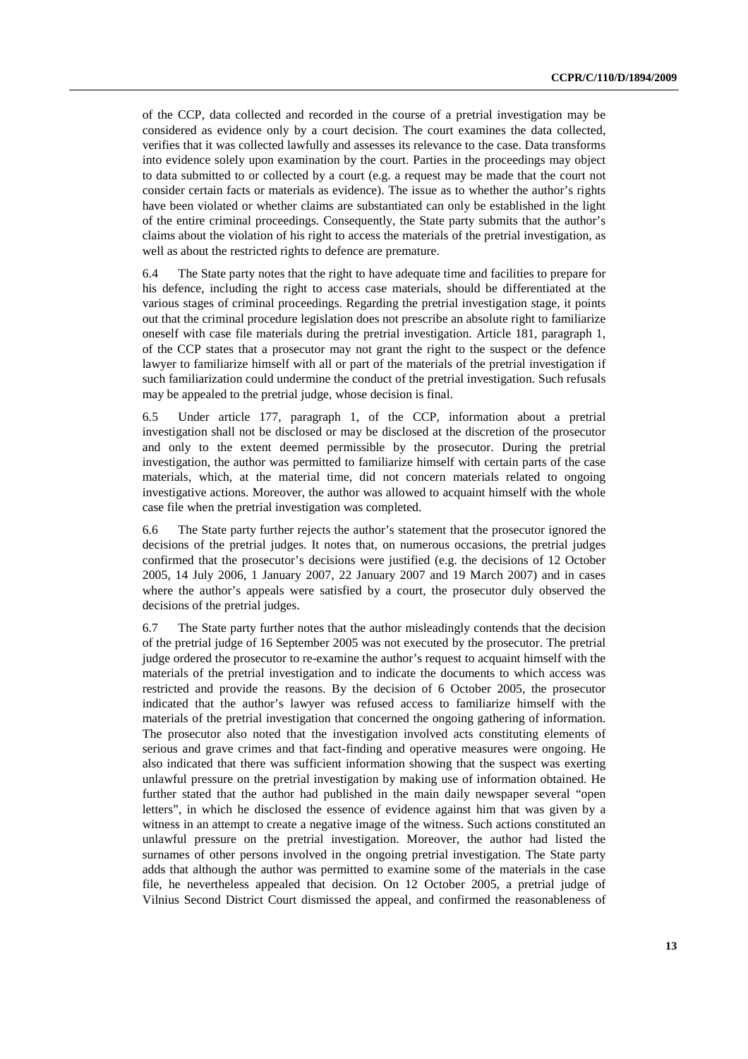of the CCP, data collected and recorded in the course of a pretrial investigation may be considered as evidence only by a court decision. The court examines the data collected, verifies that it was collected lawfully and assesses its relevance to the case. Data transforms into evidence solely upon examination by the court. Parties in the proceedings may object to data submitted to or collected by a court (e.g. a request may be made that the court not consider certain facts or materials as evidence). The issue as to whether the author's rights have been violated or whether claims are substantiated can only be established in the light of the entire criminal proceedings. Consequently, the State party submits that the author's claims about the violation of his right to access the materials of the pretrial investigation, as well as about the restricted rights to defence are premature.

6.4 The State party notes that the right to have adequate time and facilities to prepare for his defence, including the right to access case materials, should be differentiated at the various stages of criminal proceedings. Regarding the pretrial investigation stage, it points out that the criminal procedure legislation does not prescribe an absolute right to familiarize oneself with case file materials during the pretrial investigation. Article 181, paragraph 1, of the CCP states that a prosecutor may not grant the right to the suspect or the defence lawyer to familiarize himself with all or part of the materials of the pretrial investigation if such familiarization could undermine the conduct of the pretrial investigation. Such refusals may be appealed to the pretrial judge, whose decision is final.

6.5 Under article 177, paragraph 1, of the CCP, information about a pretrial investigation shall not be disclosed or may be disclosed at the discretion of the prosecutor and only to the extent deemed permissible by the prosecutor. During the pretrial investigation, the author was permitted to familiarize himself with certain parts of the case materials, which, at the material time, did not concern materials related to ongoing investigative actions. Moreover, the author was allowed to acquaint himself with the whole case file when the pretrial investigation was completed.

6.6 The State party further rejects the author's statement that the prosecutor ignored the decisions of the pretrial judges. It notes that, on numerous occasions, the pretrial judges confirmed that the prosecutor's decisions were justified (e.g. the decisions of 12 October 2005, 14 July 2006, 1 January 2007, 22 January 2007 and 19 March 2007) and in cases where the author's appeals were satisfied by a court, the prosecutor duly observed the decisions of the pretrial judges.

6.7 The State party further notes that the author misleadingly contends that the decision of the pretrial judge of 16 September 2005 was not executed by the prosecutor. The pretrial judge ordered the prosecutor to re-examine the author's request to acquaint himself with the materials of the pretrial investigation and to indicate the documents to which access was restricted and provide the reasons. By the decision of 6 October 2005, the prosecutor indicated that the author's lawyer was refused access to familiarize himself with the materials of the pretrial investigation that concerned the ongoing gathering of information. The prosecutor also noted that the investigation involved acts constituting elements of serious and grave crimes and that fact-finding and operative measures were ongoing. He also indicated that there was sufficient information showing that the suspect was exerting unlawful pressure on the pretrial investigation by making use of information obtained. He further stated that the author had published in the main daily newspaper several "open letters", in which he disclosed the essence of evidence against him that was given by a witness in an attempt to create a negative image of the witness. Such actions constituted an unlawful pressure on the pretrial investigation. Moreover, the author had listed the surnames of other persons involved in the ongoing pretrial investigation. The State party adds that although the author was permitted to examine some of the materials in the case file, he nevertheless appealed that decision. On 12 October 2005, a pretrial judge of Vilnius Second District Court dismissed the appeal, and confirmed the reasonableness of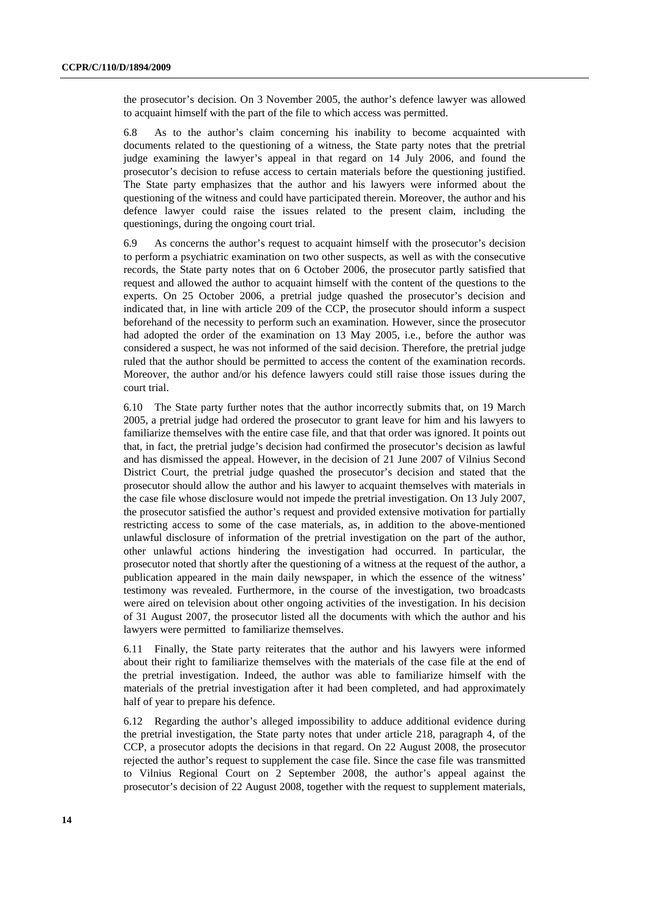the prosecutor's decision. On 3 November 2005, the author's defence lawyer was allowed to acquaint himself with the part of the file to which access was permitted.

6.8 As to the author's claim concerning his inability to become acquainted with documents related to the questioning of a witness, the State party notes that the pretrial judge examining the lawyer's appeal in that regard on 14 July 2006, and found the prosecutor's decision to refuse access to certain materials before the questioning justified. The State party emphasizes that the author and his lawyers were informed about the questioning of the witness and could have participated therein. Moreover, the author and his defence lawyer could raise the issues related to the present claim, including the questionings, during the ongoing court trial.

6.9 As concerns the author's request to acquaint himself with the prosecutor's decision to perform a psychiatric examination on two other suspects, as well as with the consecutive records, the State party notes that on 6 October 2006, the prosecutor partly satisfied that request and allowed the author to acquaint himself with the content of the questions to the experts. On 25 October 2006, a pretrial judge quashed the prosecutor's decision and indicated that, in line with article 209 of the CCP, the prosecutor should inform a suspect beforehand of the necessity to perform such an examination. However, since the prosecutor had adopted the order of the examination on 13 May 2005, i.e., before the author was considered a suspect, he was not informed of the said decision. Therefore, the pretrial judge ruled that the author should be permitted to access the content of the examination records. Moreover, the author and/or his defence lawyers could still raise those issues during the court trial.

6.10 The State party further notes that the author incorrectly submits that, on 19 March 2005, a pretrial judge had ordered the prosecutor to grant leave for him and his lawyers to familiarize themselves with the entire case file, and that that order was ignored. It points out that, in fact, the pretrial judge's decision had confirmed the prosecutor's decision as lawful and has dismissed the appeal. However, in the decision of 21 June 2007 of Vilnius Second District Court, the pretrial judge quashed the prosecutor's decision and stated that the prosecutor should allow the author and his lawyer to acquaint themselves with materials in the case file whose disclosure would not impede the pretrial investigation. On 13 July 2007, the prosecutor satisfied the author's request and provided extensive motivation for partially restricting access to some of the case materials, as, in addition to the above-mentioned unlawful disclosure of information of the pretrial investigation on the part of the author, other unlawful actions hindering the investigation had occurred. In particular, the prosecutor noted that shortly after the questioning of a witness at the request of the author, a publication appeared in the main daily newspaper, in which the essence of the witness' testimony was revealed. Furthermore, in the course of the investigation, two broadcasts were aired on television about other ongoing activities of the investigation. In his decision of 31 August 2007, the prosecutor listed all the documents with which the author and his lawyers were permitted to familiarize themselves.

6.11 Finally, the State party reiterates that the author and his lawyers were informed about their right to familiarize themselves with the materials of the case file at the end of the pretrial investigation. Indeed, the author was able to familiarize himself with the materials of the pretrial investigation after it had been completed, and had approximately half of year to prepare his defence.

6.12 Regarding the author's alleged impossibility to adduce additional evidence during the pretrial investigation, the State party notes that under article 218, paragraph 4, of the CCP, a prosecutor adopts the decisions in that regard. On 22 August 2008, the prosecutor rejected the author's request to supplement the case file. Since the case file was transmitted to Vilnius Regional Court on 2 September 2008, the author's appeal against the prosecutor's decision of 22 August 2008, together with the request to supplement materials,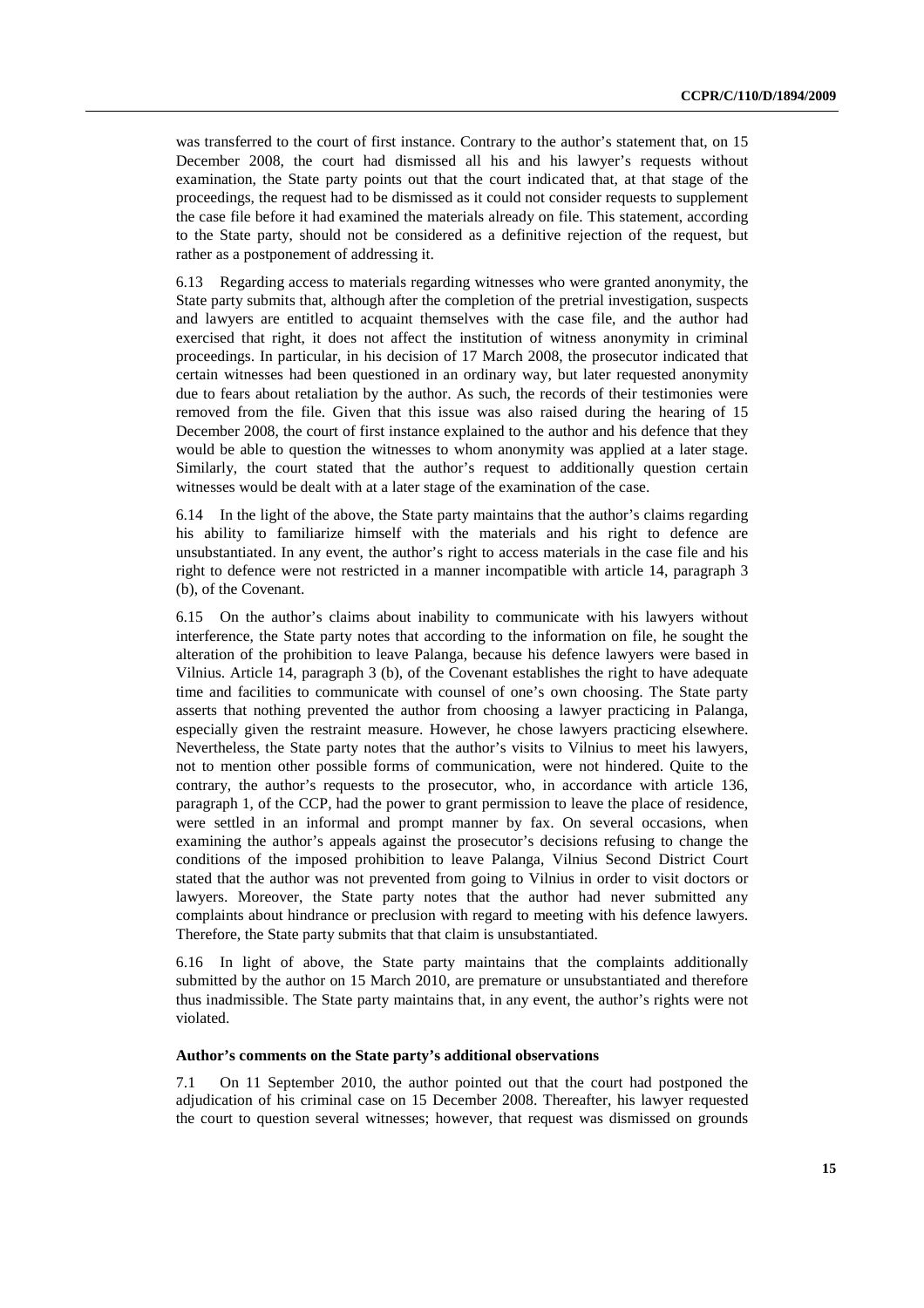was transferred to the court of first instance. Contrary to the author's statement that, on 15 December 2008, the court had dismissed all his and his lawyer's requests without examination, the State party points out that the court indicated that, at that stage of the proceedings, the request had to be dismissed as it could not consider requests to supplement the case file before it had examined the materials already on file. This statement, according to the State party, should not be considered as a definitive rejection of the request, but rather as a postponement of addressing it.

6.13 Regarding access to materials regarding witnesses who were granted anonymity, the State party submits that, although after the completion of the pretrial investigation, suspects and lawyers are entitled to acquaint themselves with the case file, and the author had exercised that right, it does not affect the institution of witness anonymity in criminal proceedings. In particular, in his decision of 17 March 2008, the prosecutor indicated that certain witnesses had been questioned in an ordinary way, but later requested anonymity due to fears about retaliation by the author. As such, the records of their testimonies were removed from the file. Given that this issue was also raised during the hearing of 15 December 2008, the court of first instance explained to the author and his defence that they would be able to question the witnesses to whom anonymity was applied at a later stage. Similarly, the court stated that the author's request to additionally question certain witnesses would be dealt with at a later stage of the examination of the case.

6.14 In the light of the above, the State party maintains that the author's claims regarding his ability to familiarize himself with the materials and his right to defence are unsubstantiated. In any event, the author's right to access materials in the case file and his right to defence were not restricted in a manner incompatible with article 14, paragraph 3 (b), of the Covenant.

6.15 On the author's claims about inability to communicate with his lawyers without interference, the State party notes that according to the information on file, he sought the alteration of the prohibition to leave Palanga, because his defence lawyers were based in Vilnius. Article 14, paragraph 3 (b), of the Covenant establishes the right to have adequate time and facilities to communicate with counsel of one's own choosing. The State party asserts that nothing prevented the author from choosing a lawyer practicing in Palanga, especially given the restraint measure. However, he chose lawyers practicing elsewhere. Nevertheless, the State party notes that the author's visits to Vilnius to meet his lawyers, not to mention other possible forms of communication, were not hindered. Quite to the contrary, the author's requests to the prosecutor, who, in accordance with article 136, paragraph 1, of the CCP, had the power to grant permission to leave the place of residence, were settled in an informal and prompt manner by fax. On several occasions, when examining the author's appeals against the prosecutor's decisions refusing to change the conditions of the imposed prohibition to leave Palanga, Vilnius Second District Court stated that the author was not prevented from going to Vilnius in order to visit doctors or lawyers. Moreover, the State party notes that the author had never submitted any complaints about hindrance or preclusion with regard to meeting with his defence lawyers. Therefore, the State party submits that that claim is unsubstantiated.

6.16 In light of above, the State party maintains that the complaints additionally submitted by the author on 15 March 2010, are premature or unsubstantiated and therefore thus inadmissible. The State party maintains that, in any event, the author's rights were not violated.

### Author's comments on the State party's additional observations

7.1 On 11 September 2010, the author pointed out that the court had postponed the adjudication of his criminal case on 15 December 2008. Thereafter, his lawyer requested the court to question several witnesses; however, that request was dismissed on grounds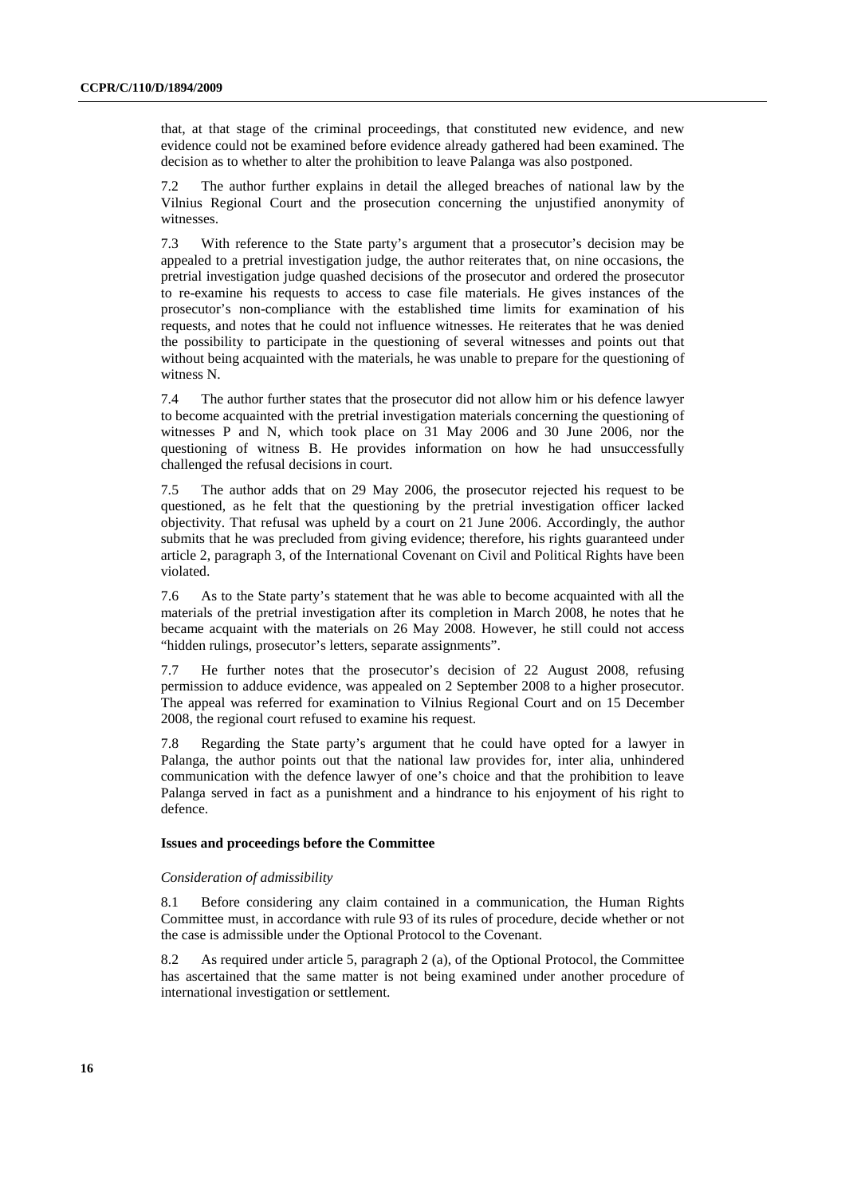that, at that stage of the criminal proceedings, that constituted new evidence, and new evidence could not be examined before evidence already gathered had been examined. The decision as to whether to alter the prohibition to leave Palanga was also postponed.

7.2 The author further explains in detail the alleged breaches of national law by the Vilnius Regional Court and the prosecution concerning the unjustified anonymity of witnesses.

7.3 With reference to the State party's argument that a prosecutor's decision may be appealed to a pretrial investigation judge, the author reiterates that, on nine occasions, the pretrial investigation judge quashed decisions of the prosecutor and ordered the prosecutor to re-examine his requests to access to case file materials. He gives instances of the prosecutor's non-compliance with the established time limits for examination of his requests, and notes that he could not influence witnesses. He reiterates that he was denied the possibility to participate in the questioning of several witnesses and points out that without being acquainted with the materials, he was unable to prepare for the questioning of witness N.

7.4 The author further states that the prosecutor did not allow him or his defence lawyer to become acquainted with the pretrial investigation materials concerning the questioning of witnesses P and N, which took place on 31 May 2006 and 30 June 2006, nor the questioning of witness B. He provides information on how he had unsuccessfully challenged the refusal decisions in court.

7.5 The author adds that on 29 May 2006, the prosecutor rejected his request to be questioned, as he felt that the questioning by the pretrial investigation officer lacked objectivity. That refusal was upheld by a court on 21 June 2006. Accordingly, the author submits that he was precluded from giving evidence; therefore, his rights guaranteed under article 2, paragraph 3, of the International Covenant on Civil and Political Rights have been violated.

7.6 As to the State party's statement that he was able to become acquainted with all the materials of the pretrial investigation after its completion in March 2008, he notes that he became acquaint with the materials on 26 May 2008. However, he still could not access "hidden rulings, prosecutor's letters, separate assignments".

7.7 He further notes that the prosecutor's decision of 22 August 2008, refusing permission to adduce evidence, was appealed on 2 September 2008 to a higher prosecutor. The appeal was referred for examination to Vilnius Regional Court and on 15 December 2008, the regional court refused to examine his request.

7.8 Regarding the State party's argument that he could have opted for a lawyer in Palanga, the author points out that the national law provides for, inter alia, unhindered communication with the defence lawyer of one's choice and that the prohibition to leave Palanga served in fact as a punishment and a hindrance to his enjoyment of his right to defence.

### Issues and proceedings before the Committee

*Consideration of admissibility*

8.1 Before considering any claim contained in a communication, the Human Rights Committee must, in accordance with rule 93 of its rules of procedure, decide whether or not the case is admissible under the Optional Protocol to the Covenant.

8.2 As required under article 5, paragraph 2 (a), of the Optional Protocol, the Committee has ascertained that the same matter is not being examined under another procedure of international investigation or settlement.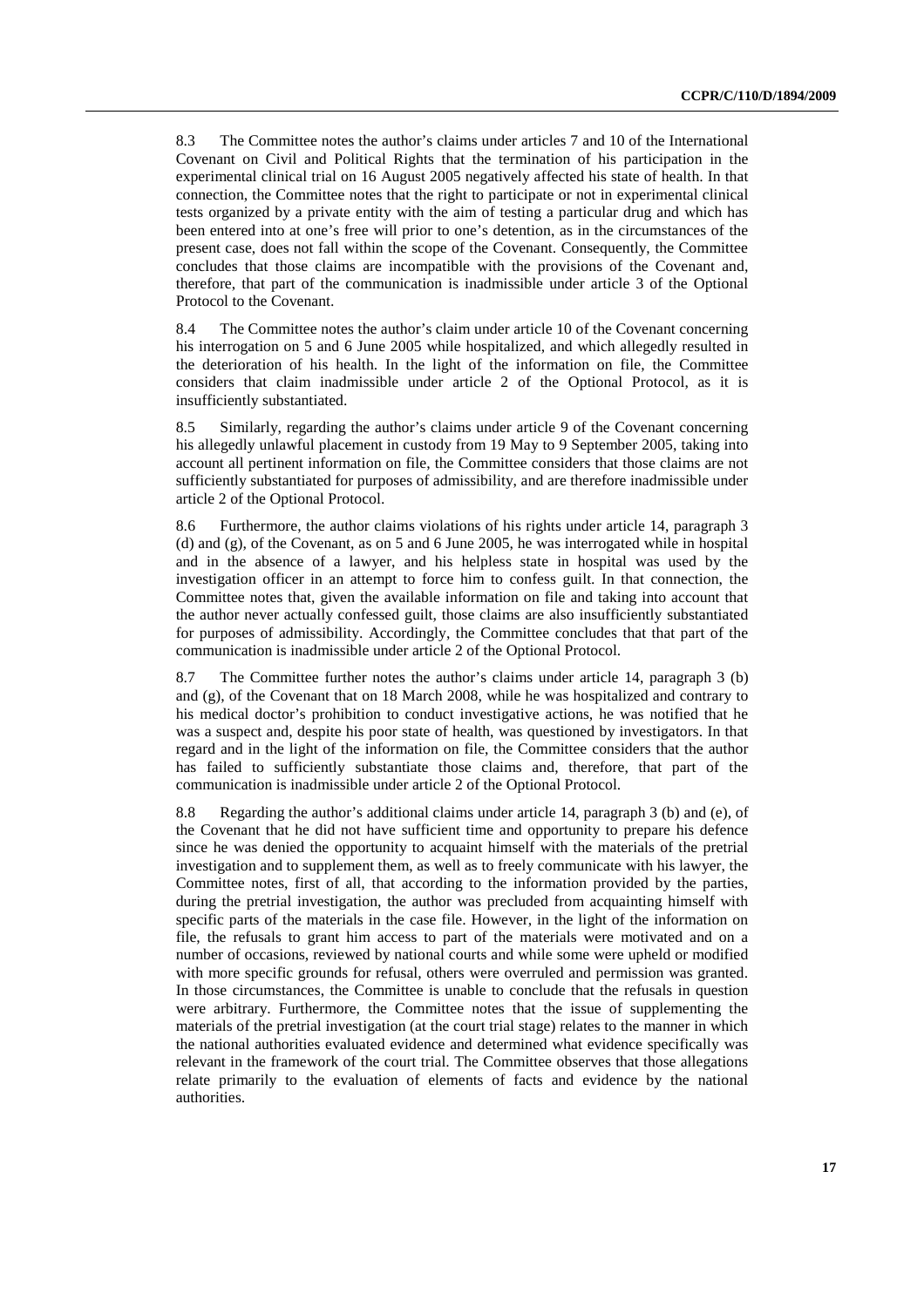8.3 The Committee notes the author's claims under articles 7 and 10 of the International Covenant on Civil and Political Rights that the termination of his participation in the experimental clinical trial on 16 August 2005 negatively affected his state of health. In that connection, the Committee notes that the right to participate or not in experimental clinical tests organized by a private entity with the aim of testing a particular drug and which has been entered into at one's free will prior to one's detention, as in the circumstances of the present case, does not fall within the scope of the Covenant. Consequently, the Committee concludes that those claims are incompatible with the provisions of the Covenant and, therefore, that part of the communication is inadmissible under article 3 of the Optional Protocol to the Covenant.

8.4 The Committee notes the author's claim under article 10 of the Covenant concerning his interrogation on 5 and 6 June 2005 while hospitalized, and which allegedly resulted in the deterioration of his health. In the light of the information on file, the Committee considers that claim inadmissible under article 2 of the Optional Protocol, as it is insufficiently substantiated.

8.5 Similarly, regarding the author's claims under article 9 of the Covenant concerning his allegedly unlawful placement in custody from 19 May to 9 September 2005, taking into account all pertinent information on file, the Committee considers that those claims are not sufficiently substantiated for purposes of admissibility, and are therefore inadmissible under article 2 of the Optional Protocol.

8.6 Furthermore, the author claims violations of his rights under article 14, paragraph 3 (d) and (g), of the Covenant, as on 5 and 6 June 2005, he was interrogated while in hospital and in the absence of a lawyer, and his helpless state in hospital was used by the investigation officer in an attempt to force him to confess guilt. In that connection, the Committee notes that, given the available information on file and taking into account that the author never actually confessed guilt, those claims are also insufficiently substantiated for purposes of admissibility. Accordingly, the Committee concludes that that part of the communication is inadmissible under article 2 of the Optional Protocol.

8.7 The Committee further notes the author's claims under article 14, paragraph 3 (b) and (g), of the Covenant that on 18 March 2008, while he was hospitalized and contrary to his medical doctor's prohibition to conduct investigative actions, he was notified that he was a suspect and, despite his poor state of health, was questioned by investigators. In that regard and in the light of the information on file, the Committee considers that the author has failed to sufficiently substantiate those claims and, therefore, that part of the communication is inadmissible under article 2 of the Optional Protocol.

8.8 Regarding the author's additional claims under article 14, paragraph 3 (b) and (e), of the Covenant that he did not have sufficient time and opportunity to prepare his defence since he was denied the opportunity to acquaint himself with the materials of the pretrial investigation and to supplement them, as well as to freely communicate with his lawyer, the Committee notes, first of all, that according to the information provided by the parties, during the pretrial investigation, the author was precluded from acquainting himself with specific parts of the materials in the case file. However, in the light of the information on file, the refusals to grant him access to part of the materials were motivated and on a number of occasions, reviewed by national courts and while some were upheld or modified with more specific grounds for refusal, others were overruled and permission was granted. In those circumstances, the Committee is unable to conclude that the refusals in question were arbitrary. Furthermore, the Committee notes that the issue of supplementing the materials of the pretrial investigation (at the court trial stage) relates to the manner in which the national authorities evaluated evidence and determined what evidence specifically was relevant in the framework of the court trial. The Committee observes that those allegations relate primarily to the evaluation of elements of facts and evidence by the national authorities.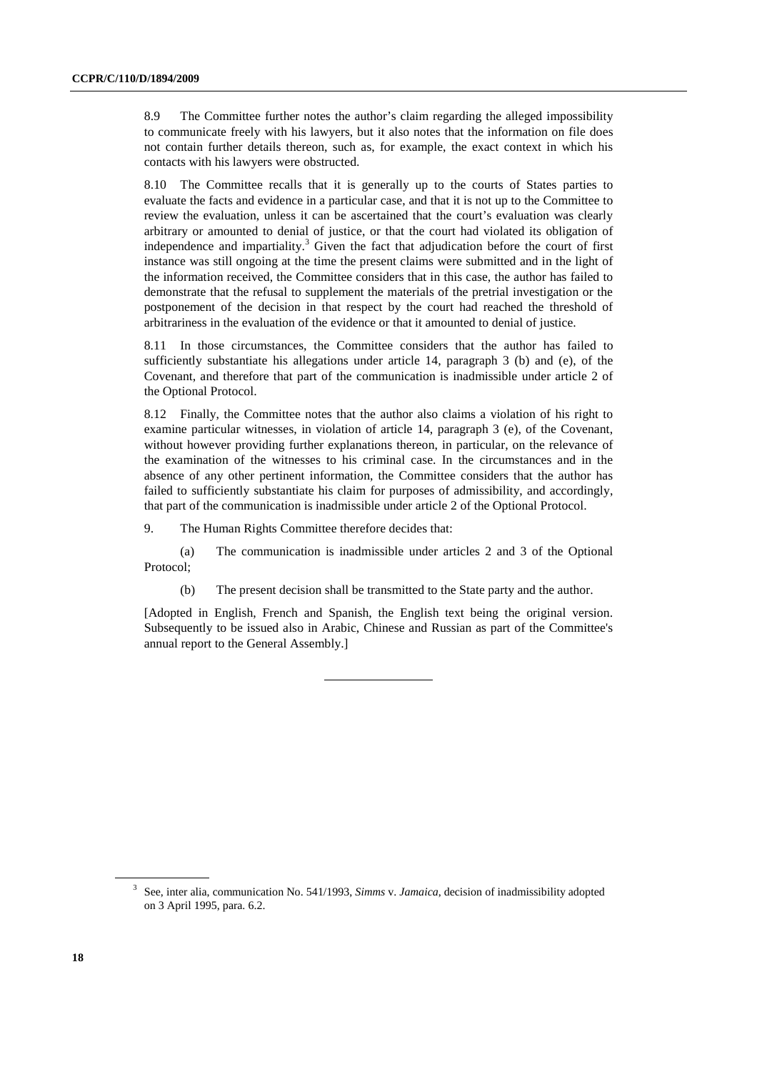8.9 The Committee further notes the author's claim regarding the alleged impossibility to communicate freely with his lawyers, but it also notes that the information on file does not contain further details thereon, such as, for example, the exact context in which his contacts with his lawyers were obstructed.

8.10 The Committee recalls that it is generally up to the courts of States parties to evaluate the facts and evidence in a particular case, and that it is not up to the Committee to review the evaluation, unless it can be ascertained that the court's evaluation was clearly arbitrary or amounted to denial of justice, or that the court had violated its obligation of independence and impartiality.[3] Given the fact that adjudication before the court of first instance was still ongoing at the time the present claims were submitted and in the light of the information received, the Committee considers that in this case, the author has failed to demonstrate that the refusal to supplement the materials of the pretrial investigation or the postponement of the decision in that respect by the court had reached the threshold of arbitrariness in the evaluation of the evidence or that it amounted to denial of justice.

8.11 In those circumstances, the Committee considers that the author has failed to sufficiently substantiate his allegations under article 14, paragraph 3 (b) and (e), of the Covenant, and therefore that part of the communication is inadmissible under article 2 of the Optional Protocol.

8.12 Finally, the Committee notes that the author also claims a violation of his right to examine particular witnesses, in violation of article 14, paragraph 3 (e), of the Covenant, without however providing further explanations thereon, in particular, on the relevance of the examination of the witnesses to his criminal case. In the circumstances and in the absence of any other pertinent information, the Committee considers that the author has failed to sufficiently substantiate his claim for purposes of admissibility, and accordingly, that part of the communication is inadmissible under article 2 of the Optional Protocol.

9. The Human Rights Committee therefore decides that:

(a) The communication is inadmissible under articles 2 and 3 of the Optional Protocol;

(b) The present decision shall be transmitted to the State party and the author.

[Adopted in English, French and Spanish, the English text being the original version. Subsequently to be issued also in Arabic, Chinese and Russian as part of the Committee's annual report to the General Assembly.]

---

[3] See, inter alia, communication No. 541/1993, *Simms* v. *Jamaica*, decision of inadmissibility adopted on 3 April 1995, para. 6.2.